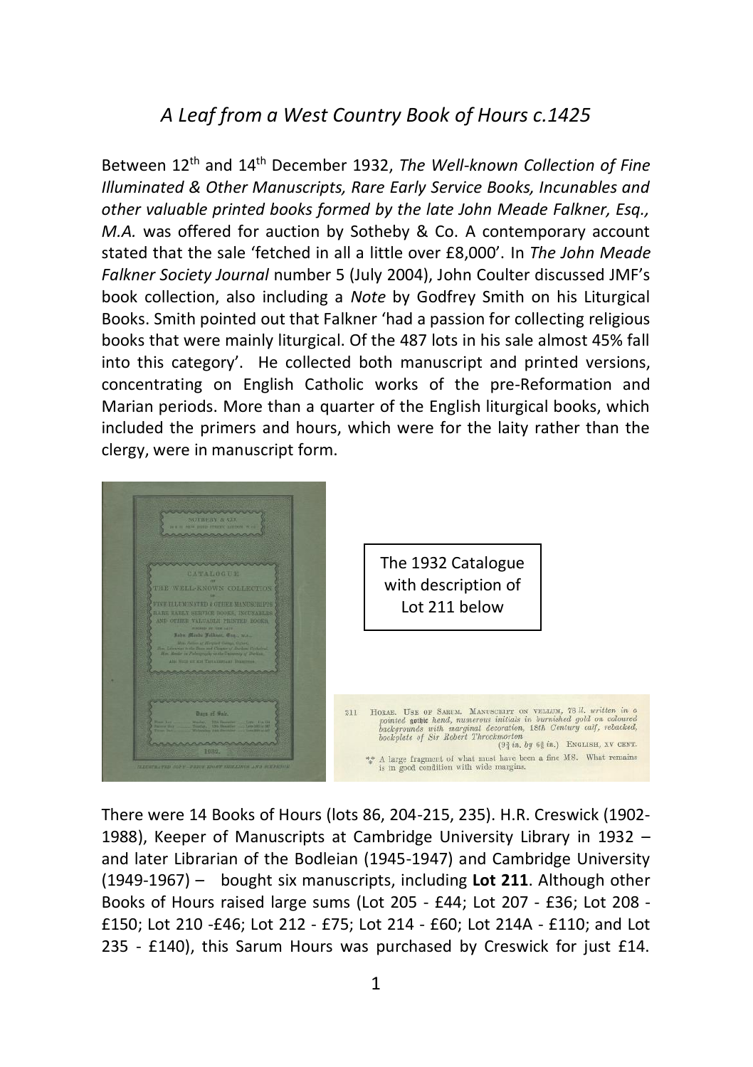# *A Leaf from a West Country Book of Hours c.1425*

Between 12th and 14th December 1932, *The Well-known Collection of Fine Illuminated & Other Manuscripts, Rare Early Service Books, Incunables and other valuable printed books formed by the late John Meade Falkner, Esq., M.A.* was offered for auction by Sotheby & Co. A contemporary account stated that the sale 'fetched in all a little over £8,000'. In *The John Meade Falkner Society Journal* number 5 (July 2004), John Coulter discussed JMF's book collection, also including a *Note* by Godfrey Smith on his Liturgical Books. Smith pointed out that Falkner 'had a passion for collecting religious books that were mainly liturgical. Of the 487 lots in his sale almost 45% fall into this category'. He collected both manuscript and printed versions, concentrating on English Catholic works of the pre-Reformation and Marian periods. More than a quarter of the English liturgical books, which included the primers and hours, which were for the laity rather than the clergy, were in manuscript form.

The 1932 Catalogue with description of Lot 211 below

211 HORAE. USE OF SARUM. MANUSCRIPT ON VELLUM, 78 *ll. written in a pointed gothic hand, numerous initials in burnished gold on coloured backgrounds with marginal decoration, 18th Century calf, rebacked, bookplate of Sir Robert Throckmorton* (9¾ *in. by* 6⅝ *in.*) ENGLISH, XV CENT.

\*\*\* A large fragment of what must have been a fine MS. What remains is in good condition with wide margins.

There were 14 Books of Hours (lots 86, 204-215, 235). H.R. Creswick (1902-1988), Keeper of Manuscripts at Cambridge University Library in 1932 – and later Librarian of the Bodleian (1945-1947) and Cambridge University (1949-1967) – bought six manuscripts, including **Lot 211**. Although other Books of Hours raised large sums (Lot 205 - £44; Lot 207 - £36; Lot 208 - £150; Lot 210 -£46; Lot 212 - £75; Lot 214 - £60; Lot 214A - £110; and Lot 235 - £140), this Sarum Hours was purchased by Creswick for just £14.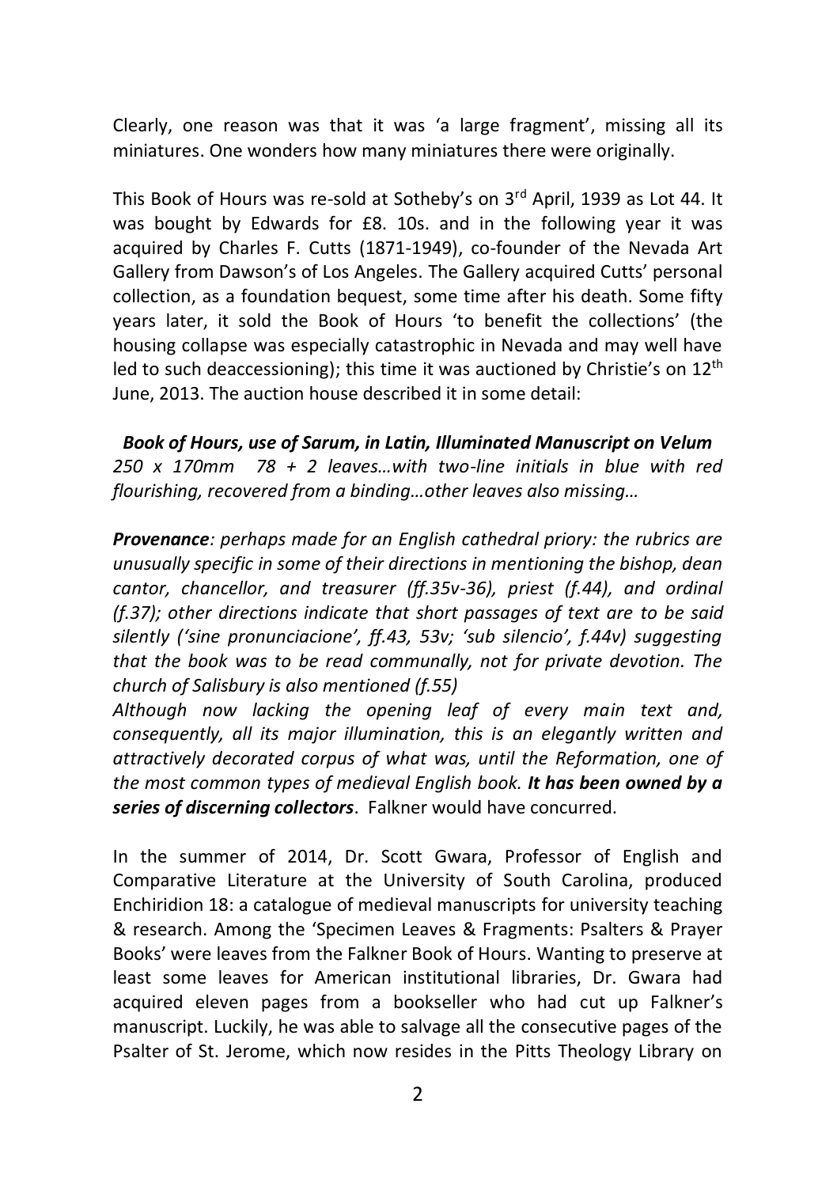Clearly, one reason was that it was 'a large fragment', missing all its miniatures. One wonders how many miniatures there were originally.

This Book of Hours was re-sold at Sotheby's on 3rd April, 1939 as Lot 44. It was bought by Edwards for £8. 10s. and in the following year it was acquired by Charles F. Cutts (1871-1949), co-founder of the Nevada Art Gallery from Dawson's of Los Angeles. The Gallery acquired Cutts' personal collection, as a foundation bequest, some time after his death. Some fifty years later, it sold the Book of Hours 'to benefit the collections' (the housing collapse was especially catastrophic in Nevada and may well have led to such deaccessioning); this time it was auctioned by Christie's on 12th June, 2013. The auction house described it in some detail:

***Book of Hours, use of Sarum, in Latin, Illuminated Manuscript on Velum***
*250 x 170mm 78 + 2 leaves…with two-line initials in blue with red flourishing, recovered from a binding…other leaves also missing…*

***Provenance**: perhaps made for an English cathedral priory: the rubrics are unusually specific in some of their directions in mentioning the bishop, dean cantor, chancellor, and treasurer (ff.35v-36), priest (f.44), and ordinal (f.37); other directions indicate that short passages of text are to be said silently ('sine pronunciacione', ff.43, 53v; 'sub silencio', f.44v) suggesting that the book was to be read communally, not for private devotion. The church of Salisbury is also mentioned (f.55)*
*Although now lacking the opening leaf of every main text and, consequently, all its major illumination, this is an elegantly written and attractively decorated corpus of what was, until the Reformation, one of the most common types of medieval English book.* ***It has been owned by a series of discerning collectors***. Falkner would have concurred.

In the summer of 2014, Dr. Scott Gwara, Professor of English and Comparative Literature at the University of South Carolina, produced Enchiridion 18: a catalogue of medieval manuscripts for university teaching & research. Among the 'Specimen Leaves & Fragments: Psalters & Prayer Books' were leaves from the Falkner Book of Hours. Wanting to preserve at least some leaves for American institutional libraries, Dr. Gwara had acquired eleven pages from a bookseller who had cut up Falkner's manuscript. Luckily, he was able to salvage all the consecutive pages of the Psalter of St. Jerome, which now resides in the Pitts Theology Library on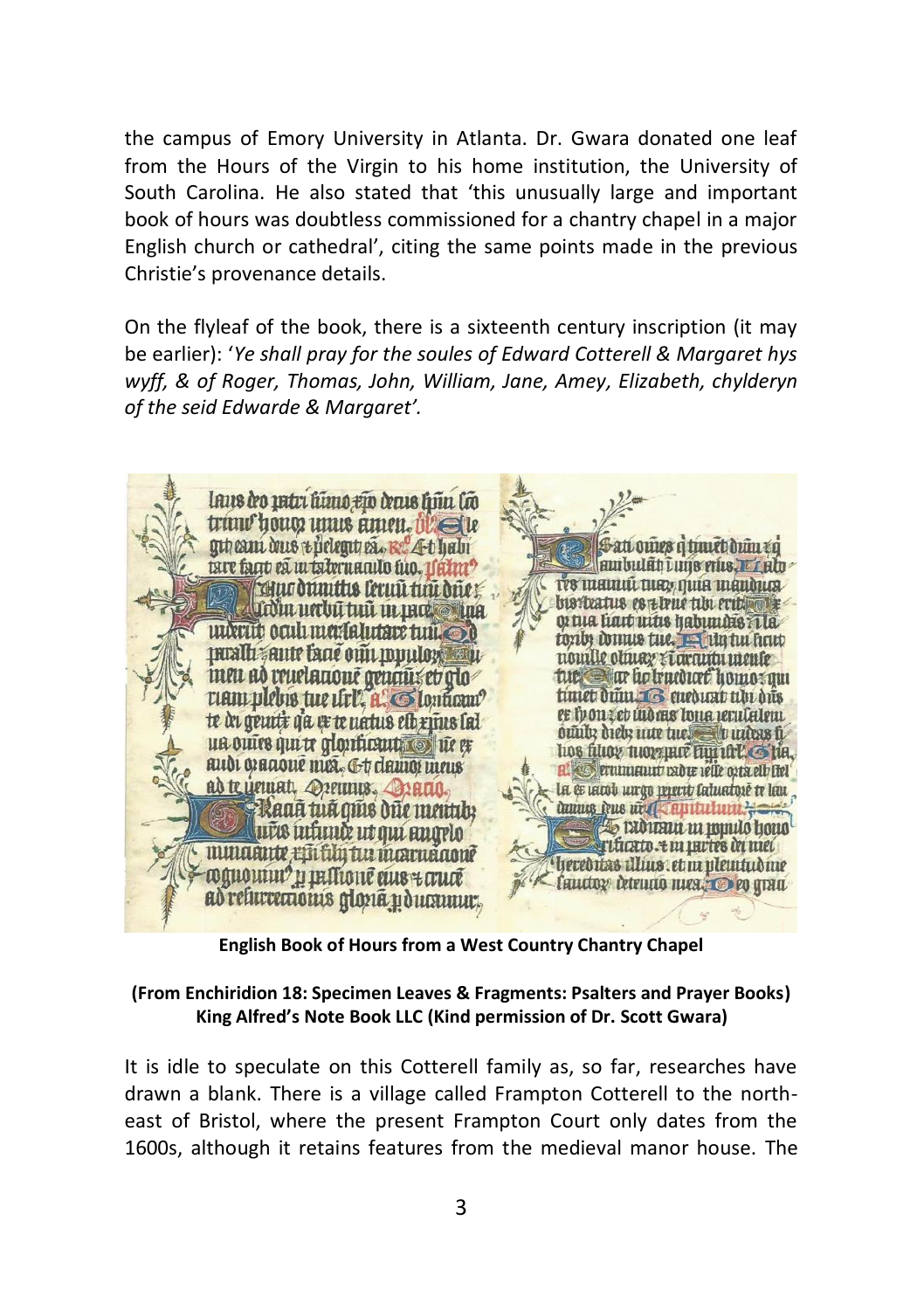the campus of Emory University in Atlanta. Dr. Gwara donated one leaf from the Hours of the Virgin to his home institution, the University of South Carolina. He also stated that 'this unusually large and important book of hours was doubtless commissioned for a chantry chapel in a major English church or cathedral', citing the same points made in the previous Christie's provenance details.

On the flyleaf of the book, there is a sixteenth century inscription (it may be earlier): '*Ye shall pray for the soules of Edward Cotterell & Margaret hys wyff, & of Roger, Thomas, John, William, Jane, Amey, Elizabeth, chylderyn of the seid Edwarde & Margaret'.*

**English Book of Hours from a West Country Chantry Chapel**

**(From Enchiridion 18: Specimen Leaves & Fragments: Psalters and Prayer Books) King Alfred's Note Book LLC (Kind permission of Dr. Scott Gwara)**

It is idle to speculate on this Cotterell family as, so far, researches have drawn a blank. There is a village called Frampton Cotterell to the north-east of Bristol, where the present Frampton Court only dates from the 1600s, although it retains features from the medieval manor house. The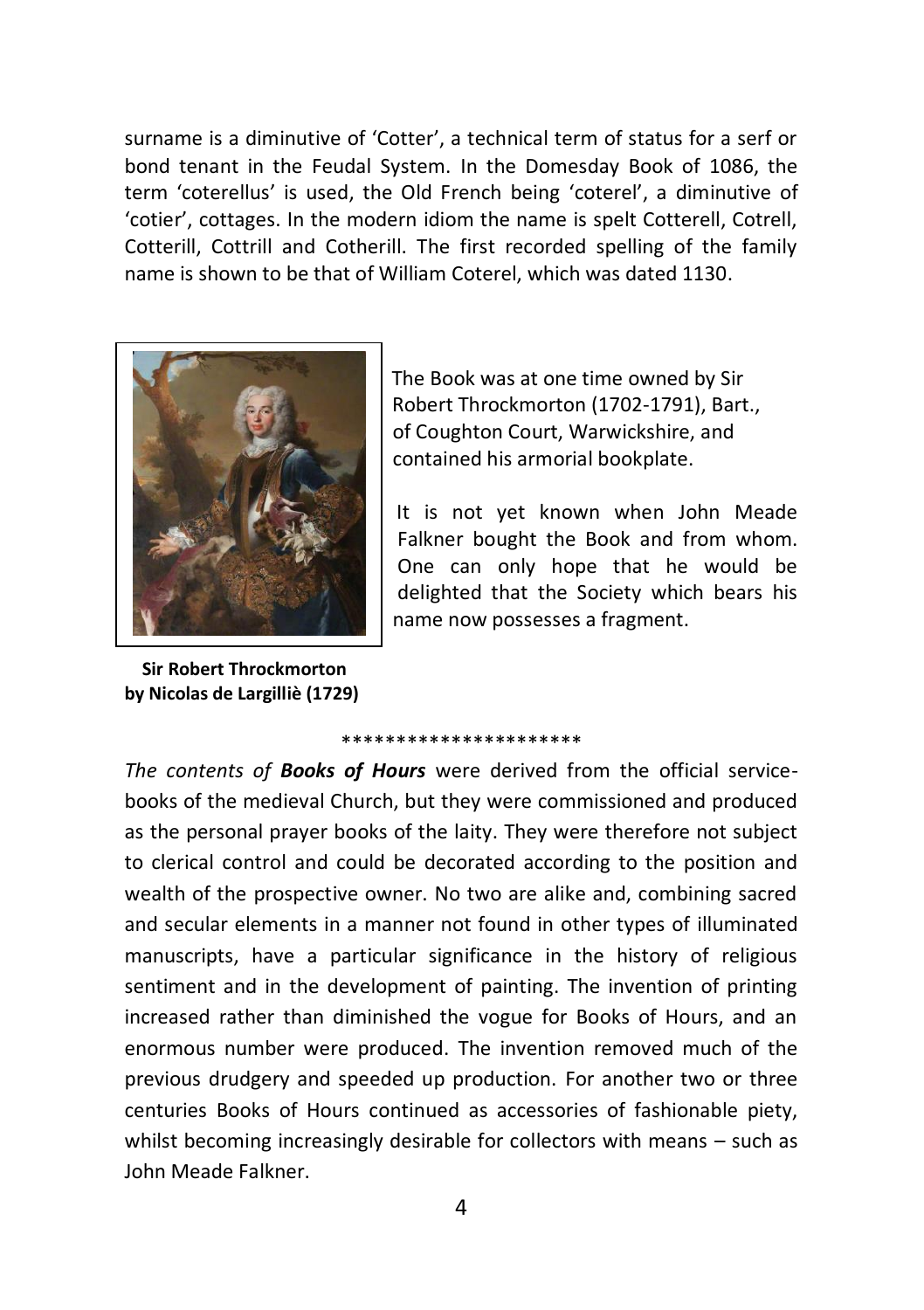surname is a diminutive of 'Cotter', a technical term of status for a serf or bond tenant in the Feudal System. In the Domesday Book of 1086, the term 'coterellus' is used, the Old French being 'coterel', a diminutive of 'cotier', cottages. In the modern idiom the name is spelt Cotterell, Cotrell, Cotterill, Cottrill and Cotherill. The first recorded spelling of the family name is shown to be that of William Coterel, which was dated 1130.

**Sir Robert Throckmorton by Nicolas de Largilliè (1729)**

The Book was at one time owned by Sir Robert Throckmorton (1702-1791), Bart., of Coughton Court, Warwickshire, and contained his armorial bookplate.

It is not yet known when John Meade Falkner bought the Book and from whom. One can only hope that he would be delighted that the Society which bears his name now possesses a fragment.

*********************

*The contents of **Books of Hours*** were derived from the official service-books of the medieval Church, but they were commissioned and produced as the personal prayer books of the laity. They were therefore not subject to clerical control and could be decorated according to the position and wealth of the prospective owner. No two are alike and, combining sacred and secular elements in a manner not found in other types of illuminated manuscripts, have a particular significance in the history of religious sentiment and in the development of painting. The invention of printing increased rather than diminished the vogue for Books of Hours, and an enormous number were produced. The invention removed much of the previous drudgery and speeded up production. For another two or three centuries Books of Hours continued as accessories of fashionable piety, whilst becoming increasingly desirable for collectors with means – such as John Meade Falkner.